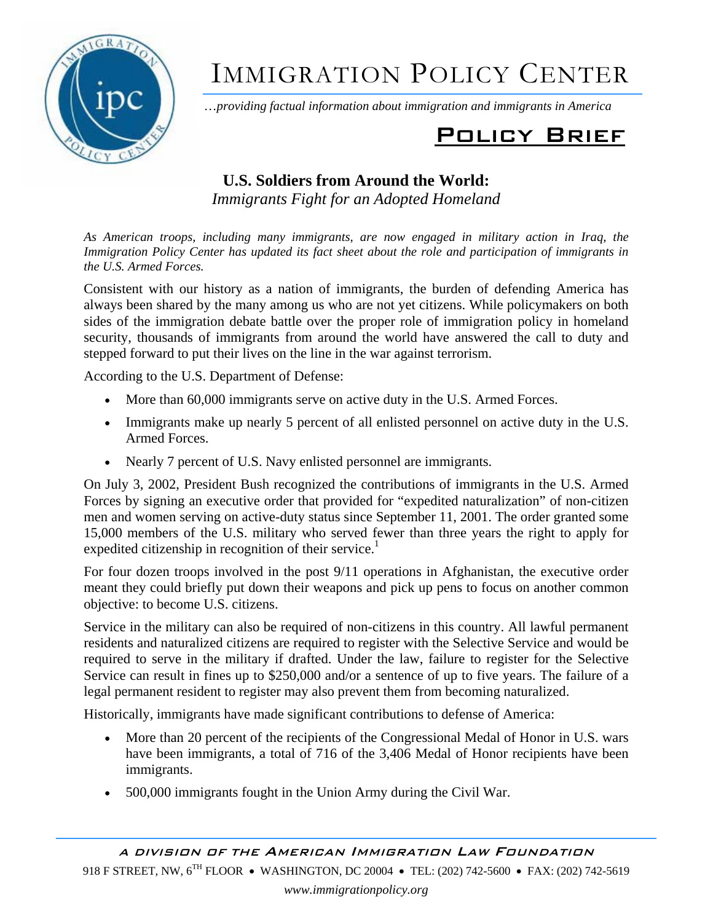# IMMIGRATION POLICY CENTER

*…providing factual information about immigration and immigrants in America*

## Policy Brief

### U.S. Soldiers from Around the World:
*Immigrants Fight for an Adopted Homeland*

*As American troops, including many immigrants, are now engaged in military action in Iraq, the Immigration Policy Center has updated its fact sheet about the role and participation of immigrants in the U.S. Armed Forces.*

Consistent with our history as a nation of immigrants, the burden of defending America has always been shared by the many among us who are not yet citizens. While policymakers on both sides of the immigration debate battle over the proper role of immigration policy in homeland security, thousands of immigrants from around the world have answered the call to duty and stepped forward to put their lives on the line in the war against terrorism.

According to the U.S. Department of Defense:

- More than 60,000 immigrants serve on active duty in the U.S. Armed Forces.
- Immigrants make up nearly 5 percent of all enlisted personnel on active duty in the U.S. Armed Forces.
- Nearly 7 percent of U.S. Navy enlisted personnel are immigrants.

On July 3, 2002, President Bush recognized the contributions of immigrants in the U.S. Armed Forces by signing an executive order that provided for "expedited naturalization" of non-citizen men and women serving on active-duty status since September 11, 2001. The order granted some 15,000 members of the U.S. military who served fewer than three years the right to apply for expedited citizenship in recognition of their service.[1]

For four dozen troops involved in the post 9/11 operations in Afghanistan, the executive order meant they could briefly put down their weapons and pick up pens to focus on another common objective: to become U.S. citizens.

Service in the military can also be required of non-citizens in this country. All lawful permanent residents and naturalized citizens are required to register with the Selective Service and would be required to serve in the military if drafted. Under the law, failure to register for the Selective Service can result in fines up to $250,000 and/or a sentence of up to five years. The failure of a legal permanent resident to register may also prevent them from becoming naturalized.

Historically, immigrants have made significant contributions to defense of America:

- More than 20 percent of the recipients of the Congressional Medal of Honor in U.S. wars have been immigrants, a total of 716 of the 3,406 Medal of Honor recipients have been immigrants.
- 500,000 immigrants fought in the Union Army during the Civil War.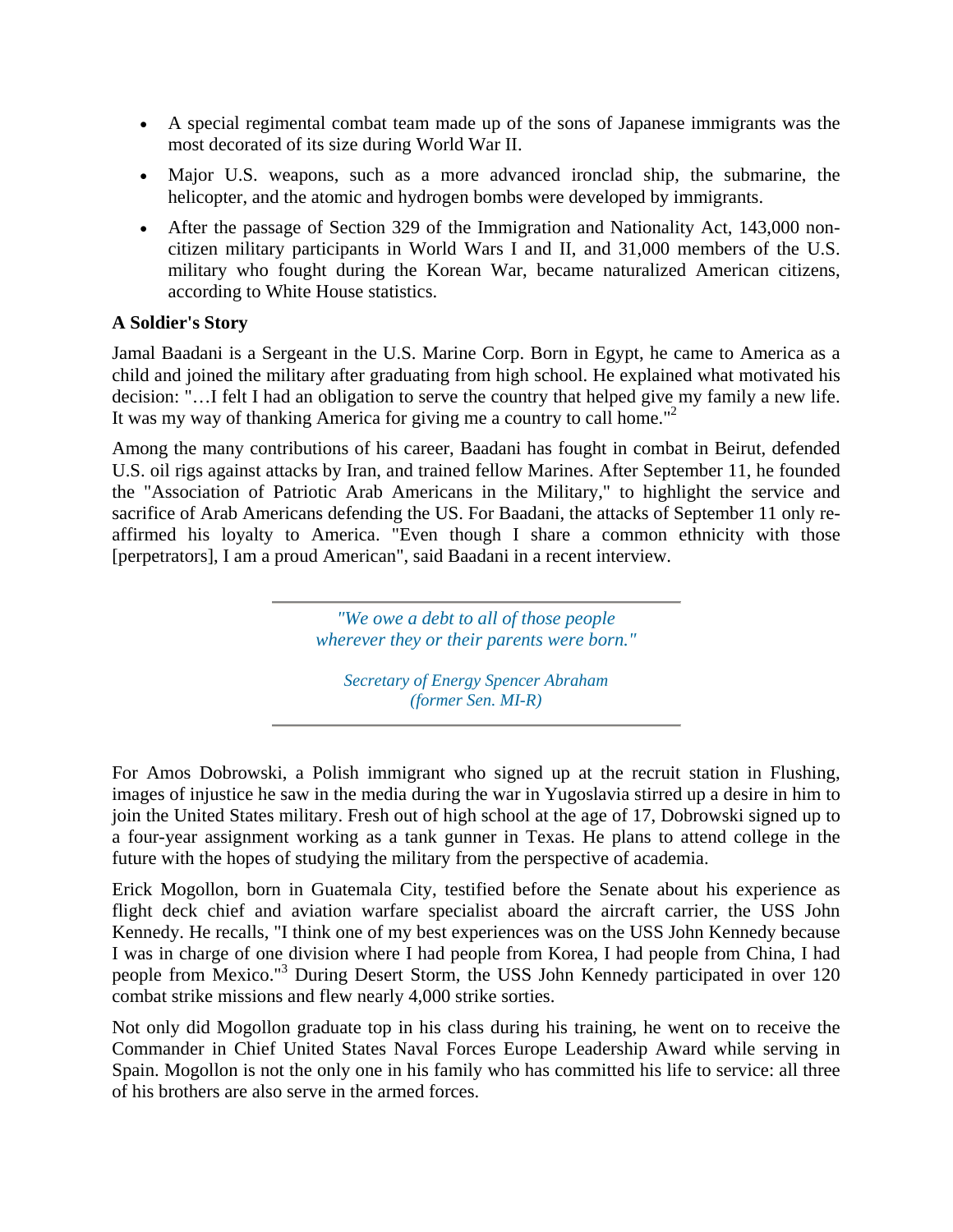- A special regimental combat team made up of the sons of Japanese immigrants was the most decorated of its size during World War II.
- Major U.S. weapons, such as a more advanced ironclad ship, the submarine, the helicopter, and the atomic and hydrogen bombs were developed by immigrants.
- After the passage of Section 329 of the Immigration and Nationality Act, 143,000 non-citizen military participants in World Wars I and II, and 31,000 members of the U.S. military who fought during the Korean War, became naturalized American citizens, according to White House statistics.

**A Soldier's Story**

Jamal Baadani is a Sergeant in the U.S. Marine Corp. Born in Egypt, he came to America as a child and joined the military after graduating from high school. He explained what motivated his decision: "…I felt I had an obligation to serve the country that helped give my family a new life. It was my way of thanking America for giving me a country to call home."[2]

Among the many contributions of his career, Baadani has fought in combat in Beirut, defended U.S. oil rigs against attacks by Iran, and trained fellow Marines. After September 11, he founded the "Association of Patriotic Arab Americans in the Military," to highlight the service and sacrifice of Arab Americans defending the US. For Baadani, the attacks of September 11 only re-affirmed his loyalty to America. "Even though I share a common ethnicity with those [perpetrators], I am a proud American", said Baadani in a recent interview.

---

*"We owe a debt to all of those people wherever they or their parents were born."*

*Secretary of Energy Spencer Abraham (former Sen. MI-R)*

---

For Amos Dobrowski, a Polish immigrant who signed up at the recruit station in Flushing, images of injustice he saw in the media during the war in Yugoslavia stirred up a desire in him to join the United States military. Fresh out of high school at the age of 17, Dobrowski signed up to a four-year assignment working as a tank gunner in Texas. He plans to attend college in the future with the hopes of studying the military from the perspective of academia.

Erick Mogollon, born in Guatemala City, testified before the Senate about his experience as flight deck chief and aviation warfare specialist aboard the aircraft carrier, the USS John Kennedy. He recalls, "I think one of my best experiences was on the USS John Kennedy because I was in charge of one division where I had people from Korea, I had people from China, I had people from Mexico."[3] During Desert Storm, the USS John Kennedy participated in over 120 combat strike missions and flew nearly 4,000 strike sorties.

Not only did Mogollon graduate top in his class during his training, he went on to receive the Commander in Chief United States Naval Forces Europe Leadership Award while serving in Spain. Mogollon is not the only one in his family who has committed his life to service: all three of his brothers are also serve in the armed forces.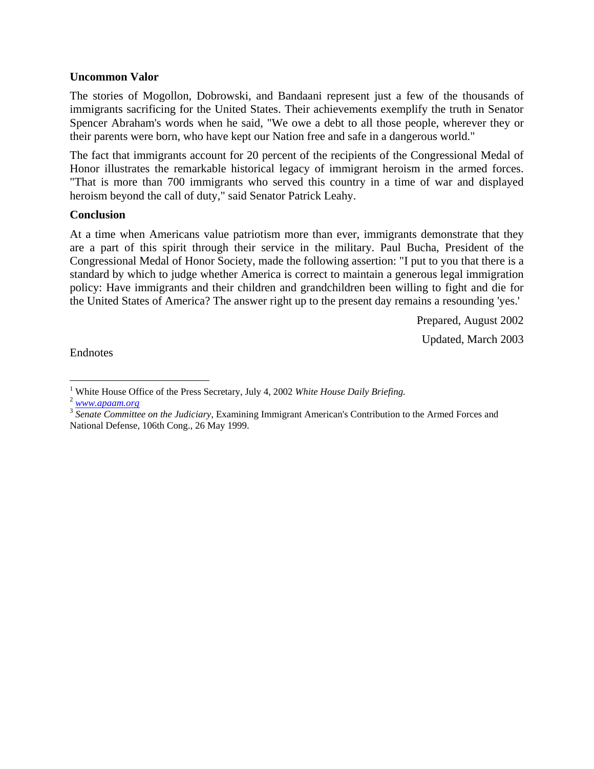## Uncommon Valor

The stories of Mogollon, Dobrowski, and Bandaani represent just a few of the thousands of immigrants sacrificing for the United States. Their achievements exemplify the truth in Senator Spencer Abraham's words when he said, "We owe a debt to all those people, wherever they or their parents were born, who have kept our Nation free and safe in a dangerous world."

The fact that immigrants account for 20 percent of the recipients of the Congressional Medal of Honor illustrates the remarkable historical legacy of immigrant heroism in the armed forces. "That is more than 700 immigrants who served this country in a time of war and displayed heroism beyond the call of duty," said Senator Patrick Leahy.

## Conclusion

At a time when Americans value patriotism more than ever, immigrants demonstrate that they are a part of this spirit through their service in the military. Paul Bucha, President of the Congressional Medal of Honor Society, made the following assertion: "I put to you that there is a standard by which to judge whether America is correct to maintain a generous legal immigration policy: Have immigrants and their children and grandchildren been willing to fight and die for the United States of America? The answer right up to the present day remains a resounding 'yes.'

Prepared, August 2002

Updated, March 2003

Endnotes

[1] White House Office of the Press Secretary, July 4, 2002 *White House Daily Briefing.*

[2] www.apaam.org

[3] *Senate Committee on the Judiciary*, Examining Immigrant American's Contribution to the Armed Forces and National Defense, 106th Cong., 26 May 1999.